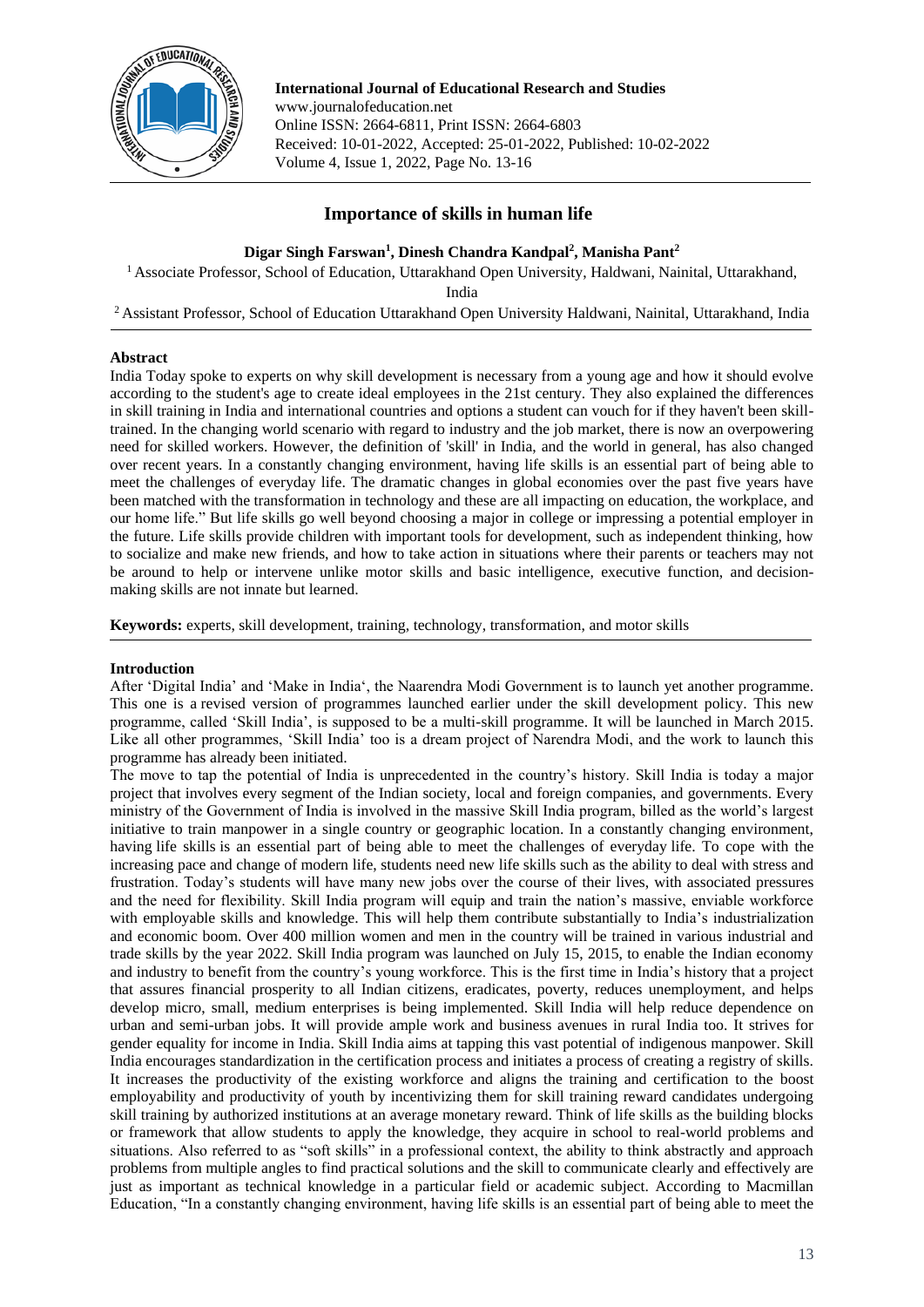International Journal of Educational Research and Studies
www.journalofeducation.net
Online ISSN: 2664-6811, Print ISSN: 2664-6803
Received: 10-01-2022, Accepted: 25-01-2022, Published: 10-02-2022

# Importance of skills in human life

**Digar Singh Farswan[1], Dinesh Chandra Kandpal[2], Manisha Pant[2]**

[1] Associate Professor, School of Education, Uttarakhand Open University, Haldwani, Nainital, Uttarakhand, India

[2] Assistant Professor, School of Education Uttarakhand Open University Haldwani, Nainital, Uttarakhand, India

## Abstract

India Today spoke to experts on why skill development is necessary from a young age and how it should evolve according to the student's age to create ideal employees in the 21st century. They also explained the differences in skill training in India and international countries and options a student can vouch for if they haven't been skill-trained. In the changing world scenario with regard to industry and the job market, there is now an overpowering need for skilled workers. However, the definition of 'skill' in India, and the world in general, has also changed over recent years. In a constantly changing environment, having life skills is an essential part of being able to meet the challenges of everyday life. The dramatic changes in global economies over the past five years have been matched with the transformation in technology and these are all impacting on education, the workplace, and our home life." But life skills go well beyond choosing a major in college or impressing a potential employer in the future. Life skills provide children with important tools for development, such as independent thinking, how to socialize and make new friends, and how to take action in situations where their parents or teachers may not be around to help or intervene unlike motor skills and basic intelligence, executive function, and decision-making skills are not innate but learned.

**Keywords:** experts, skill development, training, technology, transformation, and motor skills

## Introduction

After 'Digital India' and 'Make in India', the Naarendra Modi Government is to launch yet another programme. This one is a revised version of programmes launched earlier under the skill development policy. This new programme, called 'Skill India', is supposed to be a multi-skill programme. It will be launched in March 2015. Like all other programmes, 'Skill India' too is a dream project of Narendra Modi, and the work to launch this programme has already been initiated.

The move to tap the potential of India is unprecedented in the country's history. Skill India is today a major project that involves every segment of the Indian society, local and foreign companies, and governments. Every ministry of the Government of India is involved in the massive Skill India program, billed as the world's largest initiative to train manpower in a single country or geographic location. In a constantly changing environment, having life skills is an essential part of being able to meet the challenges of everyday life. To cope with the increasing pace and change of modern life, students need new life skills such as the ability to deal with stress and frustration. Today's students will have many new jobs over the course of their lives, with associated pressures and the need for flexibility. Skill India program will equip and train the nation's massive, enviable workforce with employable skills and knowledge. This will help them contribute substantially to India's industrialization and economic boom. Over 400 million women and men in the country will be trained in various industrial and trade skills by the year 2022. Skill India program was launched on July 15, 2015, to enable the Indian economy and industry to benefit from the country's young workforce. This is the first time in India's history that a project that assures financial prosperity to all Indian citizens, eradicates, poverty, reduces unemployment, and helps develop micro, small, medium enterprises is being implemented. Skill India will help reduce dependence on urban and semi-urban jobs. It will provide ample work and business avenues in rural India too. It strives for gender equality for income in India. Skill India aims at tapping this vast potential of indigenous manpower. Skill India encourages standardization in the certification process and initiates a process of creating a registry of skills. It increases the productivity of the existing workforce and aligns the training and certification to the boost employability and productivity of youth by incentivizing them for skill training reward candidates undergoing skill training by authorized institutions at an average monetary reward. Think of life skills as the building blocks or framework that allow students to apply the knowledge, they acquire in school to real-world problems and situations. Also referred to as "soft skills" in a professional context, the ability to think abstractly and approach problems from multiple angles to find practical solutions and the skill to communicate clearly and effectively are just as important as technical knowledge in a particular field or academic subject. According to Macmillan Education, "In a constantly changing environment, having life skills is an essential part of being able to meet the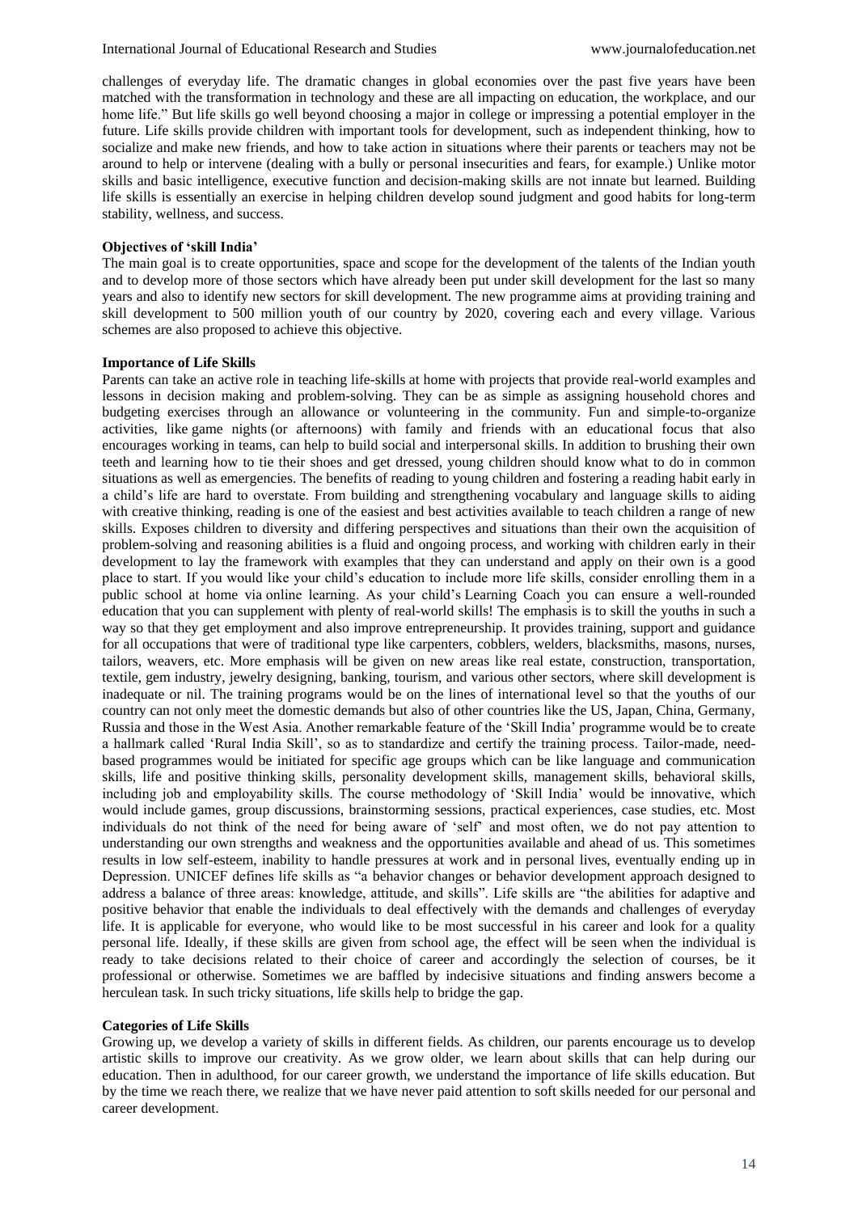challenges of everyday life. The dramatic changes in global economies over the past five years have been matched with the transformation in technology and these are all impacting on education, the workplace, and our home life." But life skills go well beyond choosing a major in college or impressing a potential employer in the future. Life skills provide children with important tools for development, such as independent thinking, how to socialize and make new friends, and how to take action in situations where their parents or teachers may not be around to help or intervene (dealing with a bully or personal insecurities and fears, for example.) Unlike motor skills and basic intelligence, executive function and decision-making skills are not innate but learned. Building life skills is essentially an exercise in helping children develop sound judgment and good habits for long-term stability, wellness, and success.

**Objectives of 'skill India'**

The main goal is to create opportunities, space and scope for the development of the talents of the Indian youth and to develop more of those sectors which have already been put under skill development for the last so many years and also to identify new sectors for skill development. The new programme aims at providing training and skill development to 500 million youth of our country by 2020, covering each and every village. Various schemes are also proposed to achieve this objective.

**Importance of Life Skills**

Parents can take an active role in teaching life-skills at home with projects that provide real-world examples and lessons in decision making and problem-solving. They can be as simple as assigning household chores and budgeting exercises through an allowance or volunteering in the community. Fun and simple-to-organize activities, like game nights (or afternoons) with family and friends with an educational focus that also encourages working in teams, can help to build social and interpersonal skills. In addition to brushing their own teeth and learning how to tie their shoes and get dressed, young children should know what to do in common situations as well as emergencies. The benefits of reading to young children and fostering a reading habit early in a child's life are hard to overstate. From building and strengthening vocabulary and language skills to aiding with creative thinking, reading is one of the easiest and best activities available to teach children a range of new skills. Exposes children to diversity and differing perspectives and situations than their own the acquisition of problem-solving and reasoning abilities is a fluid and ongoing process, and working with children early in their development to lay the framework with examples that they can understand and apply on their own is a good place to start. If you would like your child's education to include more life skills, consider enrolling them in a public school at home via online learning. As your child's Learning Coach you can ensure a well-rounded education that you can supplement with plenty of real-world skills! The emphasis is to skill the youths in such a way so that they get employment and also improve entrepreneurship. It provides training, support and guidance for all occupations that were of traditional type like carpenters, cobblers, welders, blacksmiths, masons, nurses, tailors, weavers, etc. More emphasis will be given on new areas like real estate, construction, transportation, textile, gem industry, jewelry designing, banking, tourism, and various other sectors, where skill development is inadequate or nil. The training programs would be on the lines of international level so that the youths of our country can not only meet the domestic demands but also of other countries like the US, Japan, China, Germany, Russia and those in the West Asia. Another remarkable feature of the 'Skill India' programme would be to create a hallmark called 'Rural India Skill', so as to standardize and certify the training process. Tailor-made, need-based programmes would be initiated for specific age groups which can be like language and communication skills, life and positive thinking skills, personality development skills, management skills, behavioral skills, including job and employability skills. The course methodology of 'Skill India' would be innovative, which would include games, group discussions, brainstorming sessions, practical experiences, case studies, etc. Most individuals do not think of the need for being aware of 'self' and most often, we do not pay attention to understanding our own strengths and weakness and the opportunities available and ahead of us. This sometimes results in low self-esteem, inability to handle pressures at work and in personal lives, eventually ending up in Depression. UNICEF defines life skills as "a behavior changes or behavior development approach designed to address a balance of three areas: knowledge, attitude, and skills". Life skills are "the abilities for adaptive and positive behavior that enable the individuals to deal effectively with the demands and challenges of everyday life. It is applicable for everyone, who would like to be most successful in his career and look for a quality personal life. Ideally, if these skills are given from school age, the effect will be seen when the individual is ready to take decisions related to their choice of career and accordingly the selection of courses, be it professional or otherwise. Sometimes we are baffled by indecisive situations and finding answers become a herculean task. In such tricky situations, life skills help to bridge the gap.

**Categories of Life Skills**

Growing up, we develop a variety of skills in different fields. As children, our parents encourage us to develop artistic skills to improve our creativity. As we grow older, we learn about skills that can help during our education. Then in adulthood, for our career growth, we understand the importance of life skills education. But by the time we reach there, we realize that we have never paid attention to soft skills needed for our personal and career development.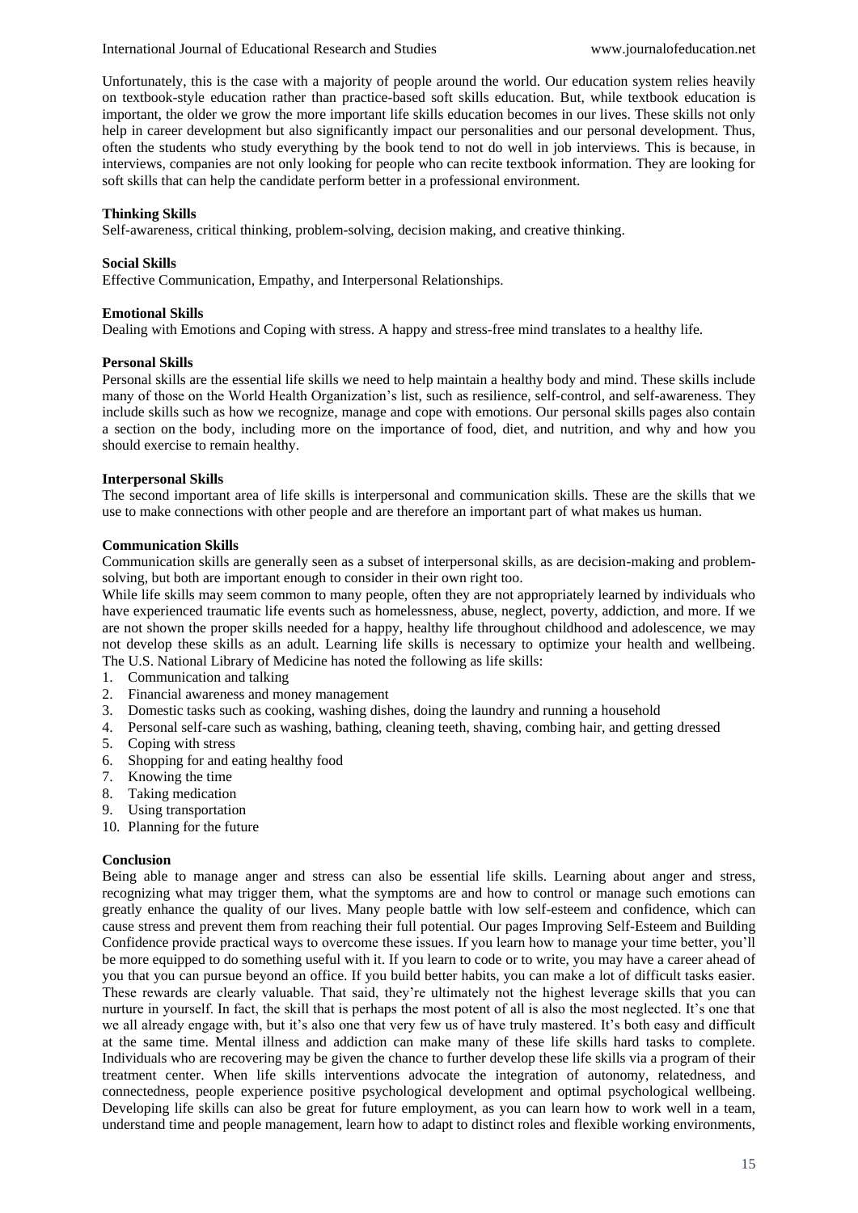Unfortunately, this is the case with a majority of people around the world. Our education system relies heavily on textbook-style education rather than practice-based soft skills education. But, while textbook education is important, the older we grow the more important life skills education becomes in our lives. These skills not only help in career development but also significantly impact our personalities and our personal development. Thus, often the students who study everything by the book tend to not do well in job interviews. This is because, in interviews, companies are not only looking for people who can recite textbook information. They are looking for soft skills that can help the candidate perform better in a professional environment.

**Thinking Skills**

Self-awareness, critical thinking, problem-solving, decision making, and creative thinking.

**Social Skills**

Effective Communication, Empathy, and Interpersonal Relationships.

**Emotional Skills**

Dealing with Emotions and Coping with stress. A happy and stress-free mind translates to a healthy life.

**Personal Skills**

Personal skills are the essential life skills we need to help maintain a healthy body and mind. These skills include many of those on the World Health Organization's list, such as resilience, self-control, and self-awareness. They include skills such as how we recognize, manage and cope with emotions. Our personal skills pages also contain a section on the body, including more on the importance of food, diet, and nutrition, and why and how you should exercise to remain healthy.

**Interpersonal Skills**

The second important area of life skills is interpersonal and communication skills. These are the skills that we use to make connections with other people and are therefore an important part of what makes us human.

**Communication Skills**

Communication skills are generally seen as a subset of interpersonal skills, as are decision-making and problem-solving, but both are important enough to consider in their own right too.

While life skills may seem common to many people, often they are not appropriately learned by individuals who have experienced traumatic life events such as homelessness, abuse, neglect, poverty, addiction, and more. If we are not shown the proper skills needed for a happy, healthy life throughout childhood and adolescence, we may not develop these skills as an adult. Learning life skills is necessary to optimize your health and wellbeing. The U.S. National Library of Medicine has noted the following as life skills:

1. Communication and talking
2. Financial awareness and money management
3. Domestic tasks such as cooking, washing dishes, doing the laundry and running a household
4. Personal self-care such as washing, bathing, cleaning teeth, shaving, combing hair, and getting dressed
5. Coping with stress
6. Shopping for and eating healthy food
7. Knowing the time
8. Taking medication
9. Using transportation
10. Planning for the future

**Conclusion**

Being able to manage anger and stress can also be essential life skills. Learning about anger and stress, recognizing what may trigger them, what the symptoms are and how to control or manage such emotions can greatly enhance the quality of our lives. Many people battle with low self-esteem and confidence, which can cause stress and prevent them from reaching their full potential. Our pages Improving Self-Esteem and Building Confidence provide practical ways to overcome these issues. If you learn how to manage your time better, you'll be more equipped to do something useful with it. If you learn to code or to write, you may have a career ahead of you that you can pursue beyond an office. If you build better habits, you can make a lot of difficult tasks easier. These rewards are clearly valuable. That said, they're ultimately not the highest leverage skills that you can nurture in yourself. In fact, the skill that is perhaps the most potent of all is also the most neglected. It's one that we all already engage with, but it's also one that very few us of have truly mastered. It's both easy and difficult at the same time. Mental illness and addiction can make many of these life skills hard tasks to complete. Individuals who are recovering may be given the chance to further develop these life skills via a program of their treatment center. When life skills interventions advocate the integration of autonomy, relatedness, and connectedness, people experience positive psychological development and optimal psychological wellbeing. Developing life skills can also be great for future employment, as you can learn how to work well in a team, understand time and people management, learn how to adapt to distinct roles and flexible working environments,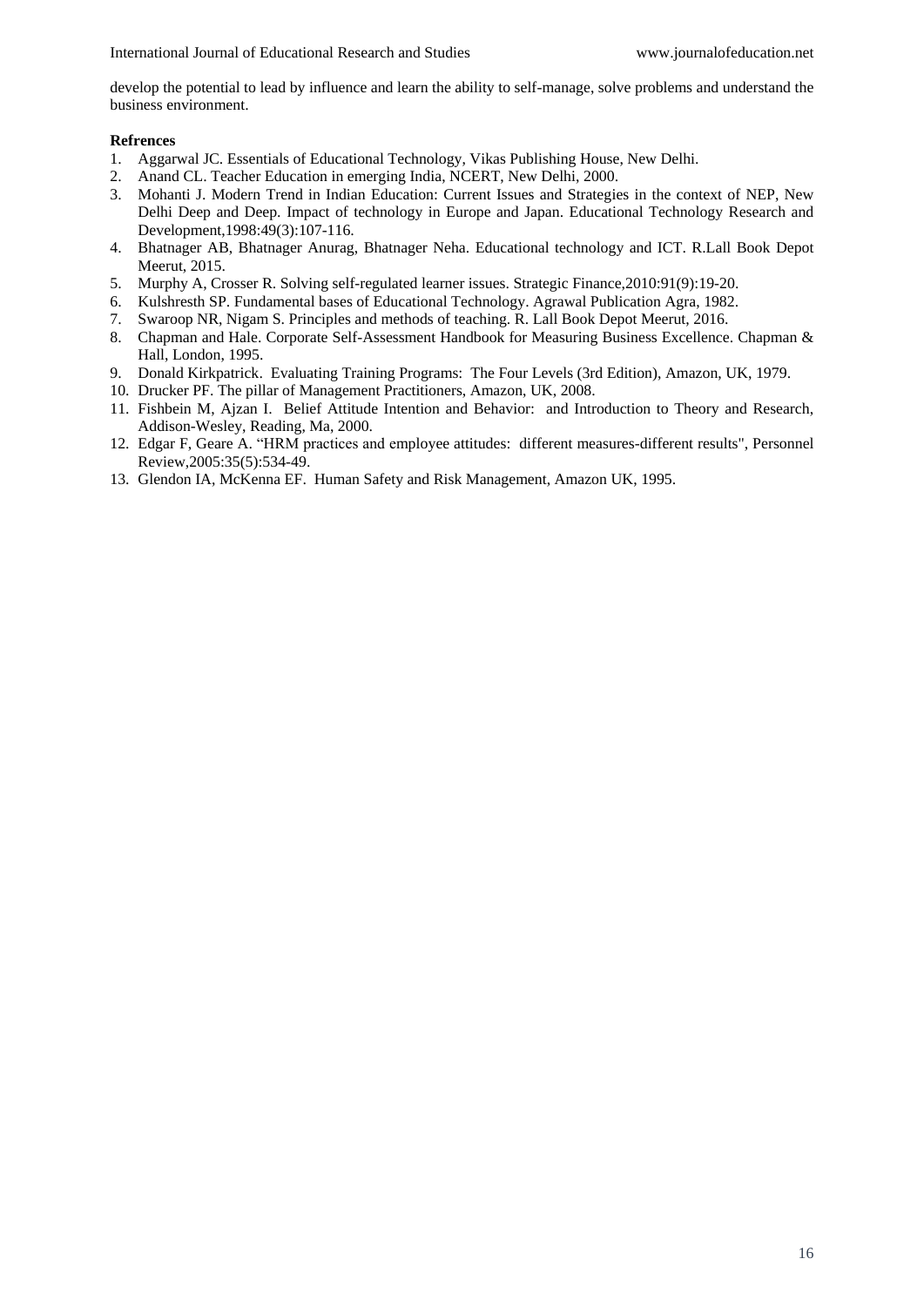develop the potential to lead by influence and learn the ability to self-manage, solve problems and understand the business environment.

**Refrences**

1. Aggarwal JC. Essentials of Educational Technology, Vikas Publishing House, New Delhi.
2. Anand CL. Teacher Education in emerging India, NCERT, New Delhi, 2000.
3. Mohanti J. Modern Trend in Indian Education: Current Issues and Strategies in the context of NEP, New Delhi Deep and Deep. Impact of technology in Europe and Japan. Educational Technology Research and Development,1998:49(3):107-116.
4. Bhatnager AB, Bhatnager Anurag, Bhatnager Neha. Educational technology and ICT. R.Lall Book Depot Meerut, 2015.
5. Murphy A, Crosser R. Solving self-regulated learner issues. Strategic Finance,2010:91(9):19-20.
6. Kulshresth SP. Fundamental bases of Educational Technology. Agrawal Publication Agra, 1982.
7. Swaroop NR, Nigam S. Principles and methods of teaching. R. Lall Book Depot Meerut, 2016.
8. Chapman and Hale. Corporate Self-Assessment Handbook for Measuring Business Excellence. Chapman & Hall, London, 1995.
9. Donald Kirkpatrick. Evaluating Training Programs: The Four Levels (3rd Edition), Amazon, UK, 1979.
10. Drucker PF. The pillar of Management Practitioners, Amazon, UK, 2008.
11. Fishbein M, Ajzan I. Belief Attitude Intention and Behavior: and Introduction to Theory and Research, Addison-Wesley, Reading, Ma, 2000.
12. Edgar F, Geare A. "HRM practices and employee attitudes: different measures-different results", Personnel Review,2005:35(5):534-49.
13. Glendon IA, McKenna EF. Human Safety and Risk Management, Amazon UK, 1995.